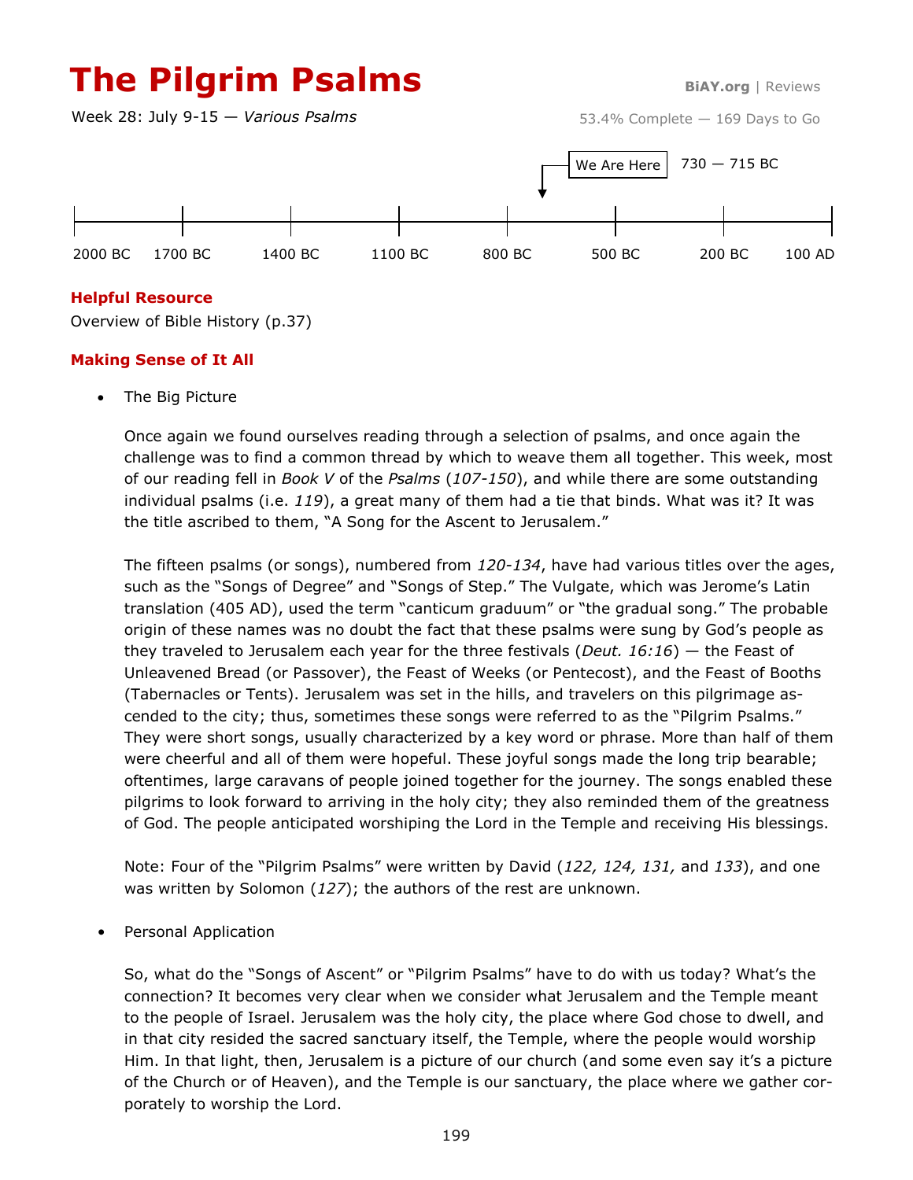# The Pilgrim Psalms

**BiAY.org** | Reviews

Week 28: July 9-15 — *Various Psalms*

53.4% Complete — 169 Days to Go

We Are Here — 730 — 715 BC

2000 BC | 1700 BC | 1400 BC | 1100 BC | 800 BC | 500 BC | 200 BC | 100 AD

### Helpful Resource

Overview of Bible History (p.37)

### Making Sense of It All

- The Big Picture

  Once again we found ourselves reading through a selection of psalms, and once again the challenge was to find a common thread by which to weave them all together. This week, most of our reading fell in *Book V* of the *Psalms* (*107-150*), and while there are some outstanding individual psalms (i.e. *119*), a great many of them had a tie that binds. What was it? It was the title ascribed to them, "A Song for the Ascent to Jerusalem."

  The fifteen psalms (or songs), numbered from *120-134*, have had various titles over the ages, such as the "Songs of Degree" and "Songs of Step." The Vulgate, which was Jerome's Latin translation (405 AD), used the term "canticum graduum" or "the gradual song." The probable origin of these names was no doubt the fact that these psalms were sung by God's people as they traveled to Jerusalem each year for the three festivals (*Deut. 16:16*) — the Feast of Unleavened Bread (or Passover), the Feast of Weeks (or Pentecost), and the Feast of Booths (Tabernacles or Tents). Jerusalem was set in the hills, and travelers on this pilgrimage ascended to the city; thus, sometimes these songs were referred to as the "Pilgrim Psalms." They were short songs, usually characterized by a key word or phrase. More than half of them were cheerful and all of them were hopeful. These joyful songs made the long trip bearable; oftentimes, large caravans of people joined together for the journey. The songs enabled these pilgrims to look forward to arriving in the holy city; they also reminded them of the greatness of God. The people anticipated worshiping the Lord in the Temple and receiving His blessings.

  Note: Four of the "Pilgrim Psalms" were written by David (*122, 124, 131,* and *133*), and one was written by Solomon (*127*); the authors of the rest are unknown.

- Personal Application

  So, what do the "Songs of Ascent" or "Pilgrim Psalms" have to do with us today? What's the connection? It becomes very clear when we consider what Jerusalem and the Temple meant to the people of Israel. Jerusalem was the holy city, the place where God chose to dwell, and in that city resided the sacred sanctuary itself, the Temple, where the people would worship Him. In that light, then, Jerusalem is a picture of our church (and some even say it's a picture of the Church or of Heaven), and the Temple is our sanctuary, the place where we gather corporately to worship the Lord.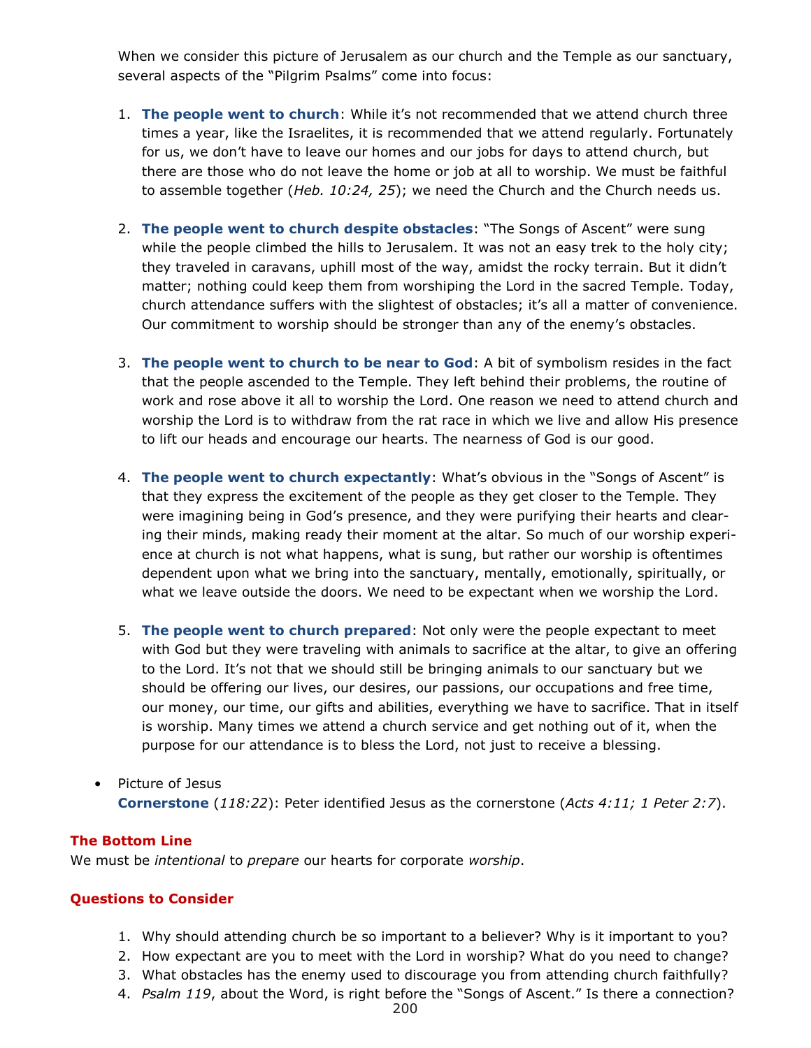When we consider this picture of Jerusalem as our church and the Temple as our sanctuary, several aspects of the "Pilgrim Psalms" come into focus:

1. **The people went to church**: While it's not recommended that we attend church three times a year, like the Israelites, it is recommended that we attend regularly. Fortunately for us, we don't have to leave our homes and our jobs for days to attend church, but there are those who do not leave the home or job at all to worship. We must be faithful to assemble together (*Heb. 10:24, 25*); we need the Church and the Church needs us.

2. **The people went to church despite obstacles**: "The Songs of Ascent" were sung while the people climbed the hills to Jerusalem. It was not an easy trek to the holy city; they traveled in caravans, uphill most of the way, amidst the rocky terrain. But it didn't matter; nothing could keep them from worshiping the Lord in the sacred Temple. Today, church attendance suffers with the slightest of obstacles; it's all a matter of convenience. Our commitment to worship should be stronger than any of the enemy's obstacles.

3. **The people went to church to be near to God**: A bit of symbolism resides in the fact that the people ascended to the Temple. They left behind their problems, the routine of work and rose above it all to worship the Lord. One reason we need to attend church and worship the Lord is to withdraw from the rat race in which we live and allow His presence to lift our heads and encourage our hearts. The nearness of God is our good.

4. **The people went to church expectantly**: What's obvious in the "Songs of Ascent" is that they express the excitement of the people as they get closer to the Temple. They were imagining being in God's presence, and they were purifying their hearts and clearing their minds, making ready their moment at the altar. So much of our worship experience at church is not what happens, what is sung, but rather our worship is oftentimes dependent upon what we bring into the sanctuary, mentally, emotionally, spiritually, or what we leave outside the doors. We need to be expectant when we worship the Lord.

5. **The people went to church prepared**: Not only were the people expectant to meet with God but they were traveling with animals to sacrifice at the altar, to give an offering to the Lord. It's not that we should still be bringing animals to our sanctuary but we should be offering our lives, our desires, our passions, our occupations and free time, our money, our time, our gifts and abilities, everything we have to sacrifice. That in itself is worship. Many times we attend a church service and get nothing out of it, when the purpose for our attendance is to bless the Lord, not just to receive a blessing.

- Picture of Jesus
  **Cornerstone** (*118:22*): Peter identified Jesus as the cornerstone (*Acts 4:11; 1 Peter 2:7*).

## The Bottom Line

We must be *intentional* to *prepare* our hearts for corporate *worship*.

## Questions to Consider

1. Why should attending church be so important to a believer? Why is it important to you?
2. How expectant are you to meet with the Lord in worship? What do you need to change?
3. What obstacles has the enemy used to discourage you from attending church faithfully?
4. *Psalm 119*, about the Word, is right before the "Songs of Ascent." Is there a connection?